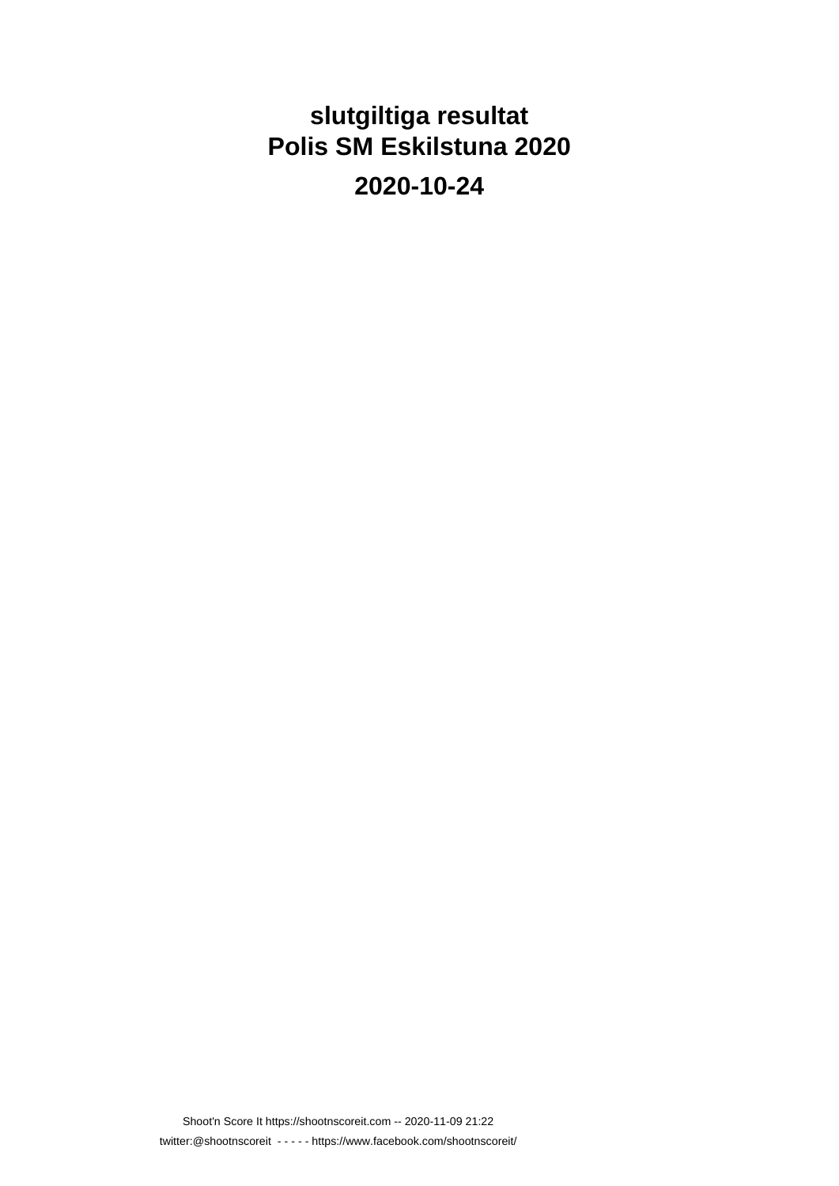# slutgiltiga resultat
# Polis SM Eskilstuna 2020

## 2020-10-24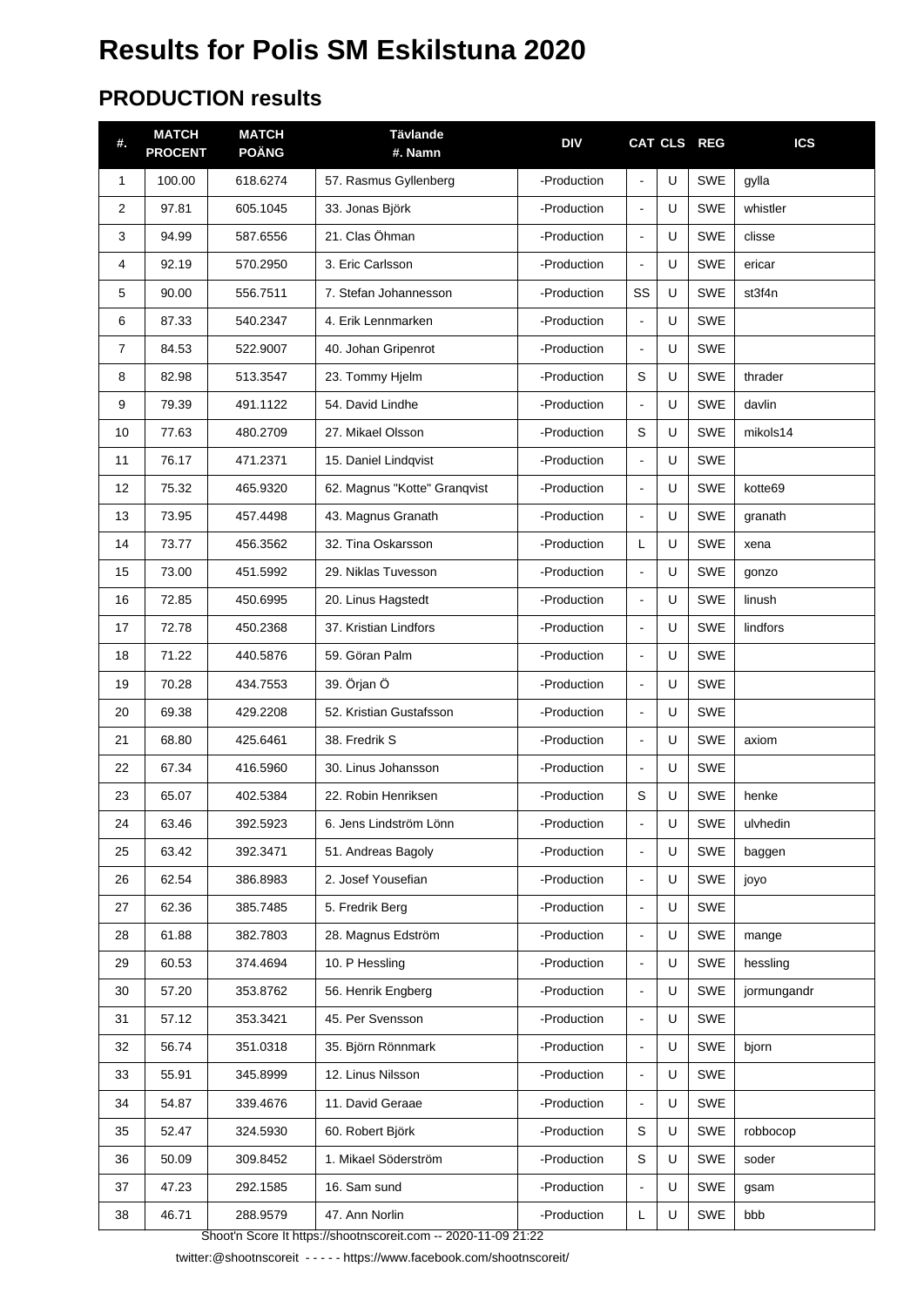# Results for Polis SM Eskilstuna 2020

## PRODUCTION results

| #. | MATCH PROCENT | MATCH POÄNG | Tävlande #. Namn | DIV | CAT | CLS | REG | ICS |
|---|---|---|---|---|---|---|---|---|
| 1 | 100.00 | 618.6274 | 57. Rasmus Gyllenberg | -Production | - | U | SWE | gylla |
| 2 | 97.81 | 605.1045 | 33. Jonas Björk | -Production | - | U | SWE | whistler |
| 3 | 94.99 | 587.6556 | 21. Clas Öhman | -Production | - | U | SWE | clisse |
| 4 | 92.19 | 570.2950 | 3. Eric Carlsson | -Production | - | U | SWE | ericar |
| 5 | 90.00 | 556.7511 | 7. Stefan Johannesson | -Production | SS | U | SWE | st3f4n |
| 6 | 87.33 | 540.2347 | 4. Erik Lennmarken | -Production | - | U | SWE | |
| 7 | 84.53 | 522.9007 | 40. Johan Gripenrot | -Production | - | U | SWE | |
| 8 | 82.98 | 513.3547 | 23. Tommy Hjelm | -Production | S | U | SWE | thrader |
| 9 | 79.39 | 491.1122 | 54. David Lindhe | -Production | - | U | SWE | davlin |
| 10 | 77.63 | 480.2709 | 27. Mikael Olsson | -Production | S | U | SWE | mikols14 |
| 11 | 76.17 | 471.2371 | 15. Daniel Lindqvist | -Production | - | U | SWE | |
| 12 | 75.32 | 465.9320 | 62. Magnus "Kotte" Granqvist | -Production | - | U | SWE | kotte69 |
| 13 | 73.95 | 457.4498 | 43. Magnus Granath | -Production | - | U | SWE | granath |
| 14 | 73.77 | 456.3562 | 32. Tina Oskarsson | -Production | L | U | SWE | xena |
| 15 | 73.00 | 451.5992 | 29. Niklas Tuvesson | -Production | - | U | SWE | gonzo |
| 16 | 72.85 | 450.6995 | 20. Linus Hagstedt | -Production | - | U | SWE | linush |
| 17 | 72.78 | 450.2368 | 37. Kristian Lindfors | -Production | - | U | SWE | lindfors |
| 18 | 71.22 | 440.5876 | 59. Göran Palm | -Production | - | U | SWE | |
| 19 | 70.28 | 434.7553 | 39. Örjan Ö | -Production | - | U | SWE | |
| 20 | 69.38 | 429.2208 | 52. Kristian Gustafsson | -Production | - | U | SWE | |
| 21 | 68.80 | 425.6461 | 38. Fredrik S | -Production | - | U | SWE | axiom |
| 22 | 67.34 | 416.5960 | 30. Linus Johansson | -Production | - | U | SWE | |
| 23 | 65.07 | 402.5384 | 22. Robin Henriksen | -Production | S | U | SWE | henke |
| 24 | 63.46 | 392.5923 | 6. Jens Lindström Lönn | -Production | - | U | SWE | ulvhedin |
| 25 | 63.42 | 392.3471 | 51. Andreas Bagoly | -Production | - | U | SWE | baggen |
| 26 | 62.54 | 386.8983 | 2. Josef Yousefian | -Production | - | U | SWE | joyo |
| 27 | 62.36 | 385.7485 | 5. Fredrik Berg | -Production | - | U | SWE | |
| 28 | 61.88 | 382.7803 | 28. Magnus Edström | -Production | - | U | SWE | mange |
| 29 | 60.53 | 374.4694 | 10. P Hessling | -Production | - | U | SWE | hessling |
| 30 | 57.20 | 353.8762 | 56. Henrik Engberg | -Production | - | U | SWE | jormungandr |
| 31 | 57.12 | 353.3421 | 45. Per Svensson | -Production | - | U | SWE | |
| 32 | 56.74 | 351.0318 | 35. Björn Rönnmark | -Production | - | U | SWE | bjorn |
| 33 | 55.91 | 345.8999 | 12. Linus Nilsson | -Production | - | U | SWE | |
| 34 | 54.87 | 339.4676 | 11. David Geraae | -Production | - | U | SWE | |
| 35 | 52.47 | 324.5930 | 60. Robert Björk | -Production | S | U | SWE | robbocop |
| 36 | 50.09 | 309.8452 | 1. Mikael Söderström | -Production | S | U | SWE | soder |
| 37 | 47.23 | 292.1585 | 16. Sam sund | -Production | - | U | SWE | gsam |
| 38 | 46.71 | 288.9579 | 47. Ann Norlin | -Production | L | U | SWE | bbb |

Shoot'n Score It https://shootnscoreit.com -- 2020-11-09 21:22

twitter:@shootnscoreit - - - - - https://www.facebook.com/shootnscoreit/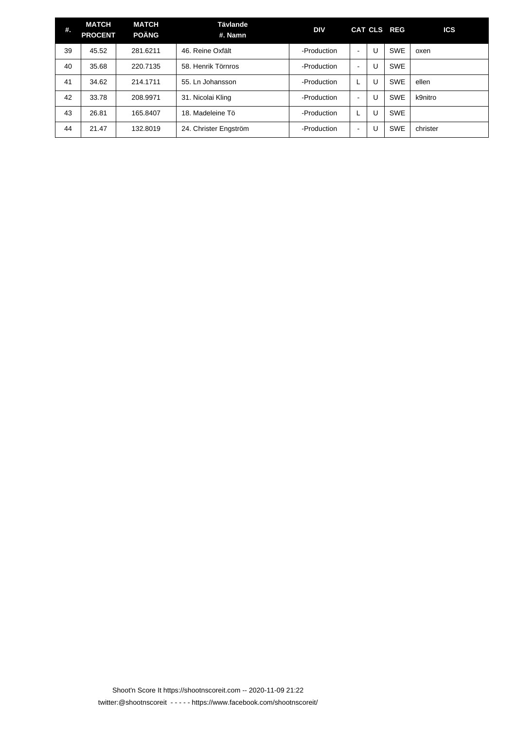| #. | MATCH PROCENT | MATCH POÄNG | Tävlande #. Namn | DIV | CAT | CLS | REG | ICS |
|---|---|---|---|---|---|---|---|---|
| 39 | 45.52 | 281.6211 | 46. Reine Oxfält | -Production | - | U | SWE | oxen |
| 40 | 35.68 | 220.7135 | 58. Henrik Törnros | -Production | - | U | SWE | |
| 41 | 34.62 | 214.1711 | 55. Ln Johansson | -Production | L | U | SWE | ellen |
| 42 | 33.78 | 208.9971 | 31. Nicolai Kling | -Production | - | U | SWE | k9nitro |
| 43 | 26.81 | 165.8407 | 18. Madeleine Tö | -Production | L | U | SWE | |
| 44 | 21.47 | 132.8019 | 24. Christer Engström | -Production | - | U | SWE | christer |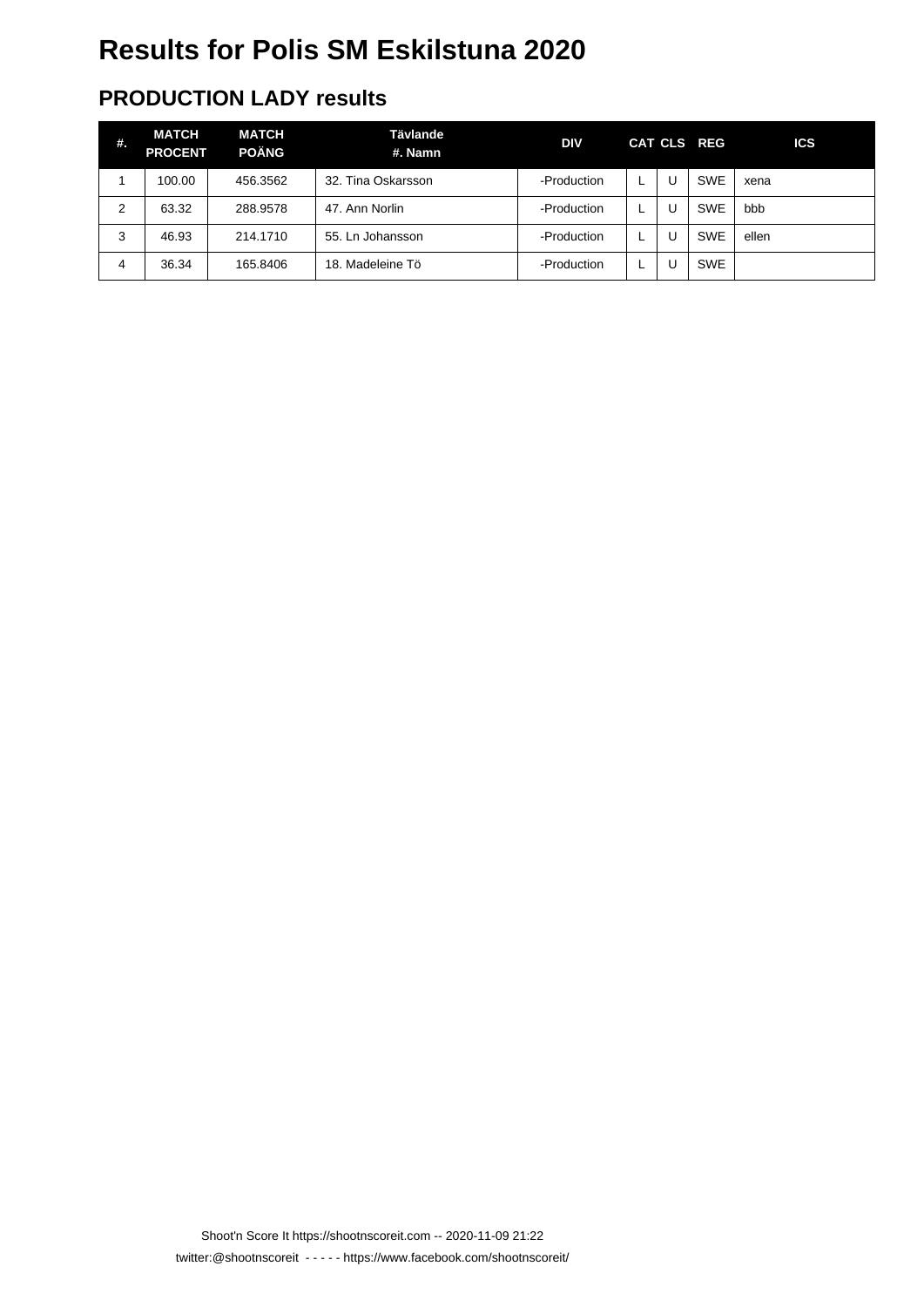# Results for Polis SM Eskilstuna 2020

## PRODUCTION LADY results

| #. | MATCH PROCENT | MATCH POÄNG | Tävlande #. Namn | DIV | CAT | CLS | REG | ICS |
|---|---|---|---|---|---|---|---|---|
| 1 | 100.00 | 456.3562 | 32. Tina Oskarsson | -Production | L | U | SWE | xena |
| 2 | 63.32 | 288.9578 | 47. Ann Norlin | -Production | L | U | SWE | bbb |
| 3 | 46.93 | 214.1710 | 55. Ln Johansson | -Production | L | U | SWE | ellen |
| 4 | 36.34 | 165.8406 | 18. Madeleine Tö | -Production | L | U | SWE | |

Shoot'n Score It https://shootnscoreit.com -- 2020-11-09 21:22
twitter:@shootnscoreit - - - - - https://www.facebook.com/shootnscoreit/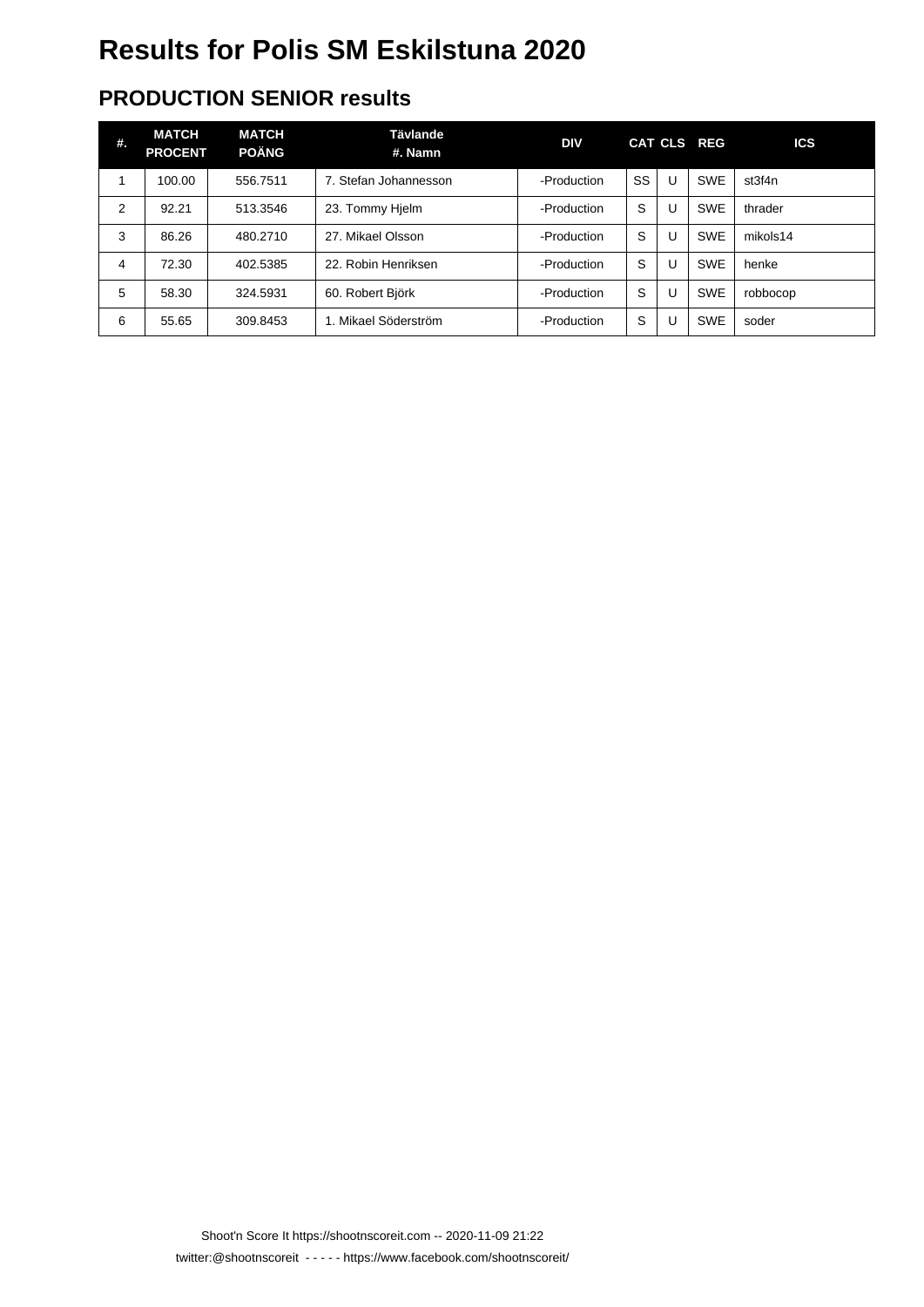# Results for Polis SM Eskilstuna 2020

## PRODUCTION SENIOR results

| #. | MATCH PROCENT | MATCH POÄNG | Tävlande #. Namn | DIV | CAT | CLS | REG | ICS |
|---|---|---|---|---|---|---|---|---|
| 1 | 100.00 | 556.7511 | 7. Stefan Johannesson | -Production | SS | U | SWE | st3f4n |
| 2 | 92.21 | 513.3546 | 23. Tommy Hjelm | -Production | S | U | SWE | thrader |
| 3 | 86.26 | 480.2710 | 27. Mikael Olsson | -Production | S | U | SWE | mikols14 |
| 4 | 72.30 | 402.5385 | 22. Robin Henriksen | -Production | S | U | SWE | henke |
| 5 | 58.30 | 324.5931 | 60. Robert Björk | -Production | S | U | SWE | robbocop |
| 6 | 55.65 | 309.8453 | 1. Mikael Söderström | -Production | S | U | SWE | soder |

Shoot'n Score It https://shootnscoreit.com -- 2020-11-09 21:22

twitter:@shootnscoreit - - - - - https://www.facebook.com/shootnscoreit/